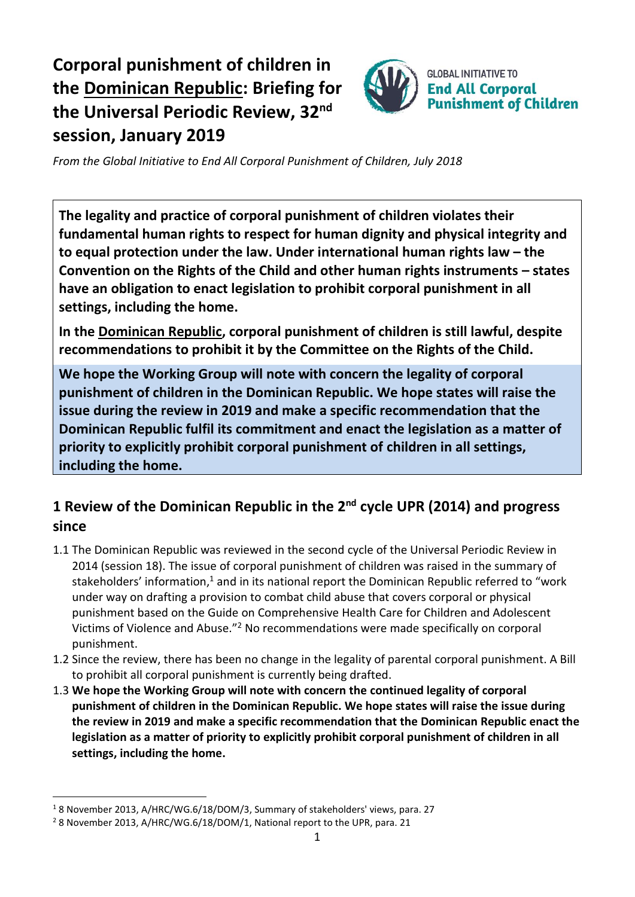# Corporal punishment of children in the Dominican Republic: Briefing for the Universal Periodic Review, 32nd session, January 2019

GLOBAL INITIATIVE TO **End All Corporal Punishment of Children**

*From the Global Initiative to End All Corporal Punishment of Children, July 2018*

**The legality and practice of corporal punishment of children violates their fundamental human rights to respect for human dignity and physical integrity and to equal protection under the law. Under international human rights law – the Convention on the Rights of the Child and other human rights instruments – states have an obligation to enact legislation to prohibit corporal punishment in all settings, including the home.**

**In the Dominican Republic, corporal punishment of children is still lawful, despite recommendations to prohibit it by the Committee on the Rights of the Child.**

**We hope the Working Group will note with concern the legality of corporal punishment of children in the Dominican Republic. We hope states will raise the issue during the review in 2019 and make a specific recommendation that the Dominican Republic fulfil its commitment and enact the legislation as a matter of priority to explicitly prohibit corporal punishment of children in all settings, including the home.**

## 1 Review of the Dominican Republic in the 2nd cycle UPR (2014) and progress since

1.1 The Dominican Republic was reviewed in the second cycle of the Universal Periodic Review in 2014 (session 18). The issue of corporal punishment of children was raised in the summary of stakeholders' information,[1] and in its national report the Dominican Republic referred to "work under way on drafting a provision to combat child abuse that covers corporal or physical punishment based on the Guide on Comprehensive Health Care for Children and Adolescent Victims of Violence and Abuse."[2] No recommendations were made specifically on corporal punishment.

1.2 Since the review, there has been no change in the legality of parental corporal punishment. A Bill to prohibit all corporal punishment is currently being drafted.

1.3 **We hope the Working Group will note with concern the continued legality of corporal punishment of children in the Dominican Republic. We hope states will raise the issue during the review in 2019 and make a specific recommendation that the Dominican Republic enact the legislation as a matter of priority to explicitly prohibit corporal punishment of children in all settings, including the home.**

---

[1] 8 November 2013, A/HRC/WG.6/18/DOM/3, Summary of stakeholders' views, para. 27

[2] 8 November 2013, A/HRC/WG.6/18/DOM/1, National report to the UPR, para. 21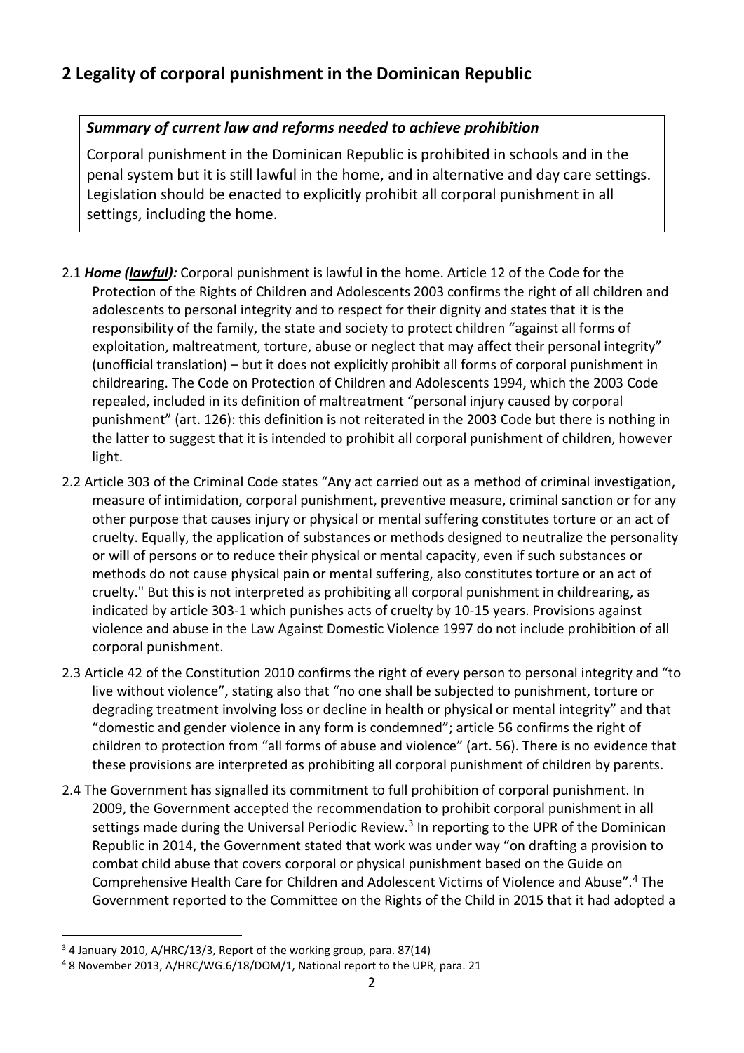## 2 Legality of corporal punishment in the Dominican Republic

> ***Summary of current law and reforms needed to achieve prohibition***
>
> Corporal punishment in the Dominican Republic is prohibited in schools and in the penal system but it is still lawful in the home, and in alternative and day care settings. Legislation should be enacted to explicitly prohibit all corporal punishment in all settings, including the home.

2.1 ***Home (lawful):*** Corporal punishment is lawful in the home. Article 12 of the Code for the Protection of the Rights of Children and Adolescents 2003 confirms the right of all children and adolescents to personal integrity and to respect for their dignity and states that it is the responsibility of the family, the state and society to protect children "against all forms of exploitation, maltreatment, torture, abuse or neglect that may affect their personal integrity" (unofficial translation) – but it does not explicitly prohibit all forms of corporal punishment in childrearing. The Code on Protection of Children and Adolescents 1994, which the 2003 Code repealed, included in its definition of maltreatment "personal injury caused by corporal punishment" (art. 126): this definition is not reiterated in the 2003 Code but there is nothing in the latter to suggest that it is intended to prohibit all corporal punishment of children, however light.

2.2 Article 303 of the Criminal Code states "Any act carried out as a method of criminal investigation, measure of intimidation, corporal punishment, preventive measure, criminal sanction or for any other purpose that causes injury or physical or mental suffering constitutes torture or an act of cruelty. Equally, the application of substances or methods designed to neutralize the personality or will of persons or to reduce their physical or mental capacity, even if such substances or methods do not cause physical pain or mental suffering, also constitutes torture or an act of cruelty." But this is not interpreted as prohibiting all corporal punishment in childrearing, as indicated by article 303-1 which punishes acts of cruelty by 10-15 years. Provisions against violence and abuse in the Law Against Domestic Violence 1997 do not include prohibition of all corporal punishment.

2.3 Article 42 of the Constitution 2010 confirms the right of every person to personal integrity and "to live without violence", stating also that "no one shall be subjected to punishment, torture or degrading treatment involving loss or decline in health or physical or mental integrity" and that "domestic and gender violence in any form is condemned"; article 56 confirms the right of children to protection from "all forms of abuse and violence" (art. 56). There is no evidence that these provisions are interpreted as prohibiting all corporal punishment of children by parents.

2.4 The Government has signalled its commitment to full prohibition of corporal punishment. In 2009, the Government accepted the recommendation to prohibit corporal punishment in all settings made during the Universal Periodic Review.[3] In reporting to the UPR of the Dominican Republic in 2014, the Government stated that work was under way "on drafting a provision to combat child abuse that covers corporal or physical punishment based on the Guide on Comprehensive Health Care for Children and Adolescent Victims of Violence and Abuse".[4] The Government reported to the Committee on the Rights of the Child in 2015 that it had adopted a

---

[3] 4 January 2010, A/HRC/13/3, Report of the working group, para. 87(14)

[4] 8 November 2013, A/HRC/WG.6/18/DOM/1, National report to the UPR, para. 21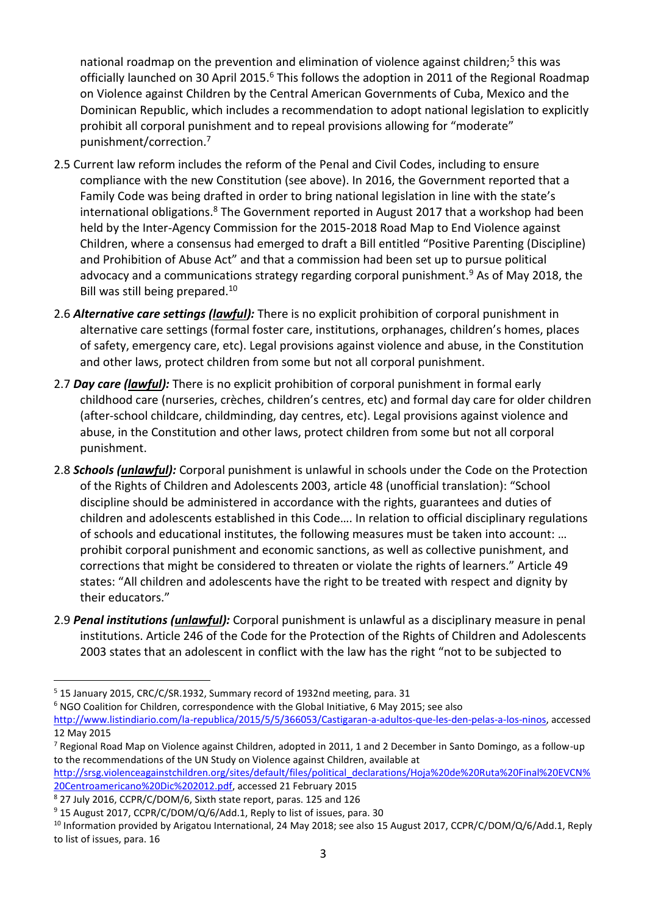national roadmap on the prevention and elimination of violence against children;[5] this was officially launched on 30 April 2015.[6] This follows the adoption in 2011 of the Regional Roadmap on Violence against Children by the Central American Governments of Cuba, Mexico and the Dominican Republic, which includes a recommendation to adopt national legislation to explicitly prohibit all corporal punishment and to repeal provisions allowing for "moderate" punishment/correction.[7]

2.5 Current law reform includes the reform of the Penal and Civil Codes, including to ensure compliance with the new Constitution (see above). In 2016, the Government reported that a Family Code was being drafted in order to bring national legislation in line with the state's international obligations.[8] The Government reported in August 2017 that a workshop had been held by the Inter-Agency Commission for the 2015-2018 Road Map to End Violence against Children, where a consensus had emerged to draft a Bill entitled "Positive Parenting (Discipline) and Prohibition of Abuse Act" and that a commission had been set up to pursue political advocacy and a communications strategy regarding corporal punishment.[9] As of May 2018, the Bill was still being prepared.[10]

2.6 ***Alternative care settings (lawful):*** There is no explicit prohibition of corporal punishment in alternative care settings (formal foster care, institutions, orphanages, children's homes, places of safety, emergency care, etc). Legal provisions against violence and abuse, in the Constitution and other laws, protect children from some but not all corporal punishment.

2.7 ***Day care (lawful):*** There is no explicit prohibition of corporal punishment in formal early childhood care (nurseries, crèches, children's centres, etc) and formal day care for older children (after-school childcare, childminding, day centres, etc). Legal provisions against violence and abuse, in the Constitution and other laws, protect children from some but not all corporal punishment.

2.8 ***Schools (unlawful):*** Corporal punishment is unlawful in schools under the Code on the Protection of the Rights of Children and Adolescents 2003, article 48 (unofficial translation): "School discipline should be administered in accordance with the rights, guarantees and duties of children and adolescents established in this Code…. In relation to official disciplinary regulations of schools and educational institutes, the following measures must be taken into account: … prohibit corporal punishment and economic sanctions, as well as collective punishment, and corrections that might be considered to threaten or violate the rights of learners." Article 49 states: "All children and adolescents have the right to be treated with respect and dignity by their educators."

2.9 ***Penal institutions (unlawful):*** Corporal punishment is unlawful as a disciplinary measure in penal institutions. Article 246 of the Code for the Protection of the Rights of Children and Adolescents 2003 states that an adolescent in conflict with the law has the right "not to be subjected to

---

[5] 15 January 2015, CRC/C/SR.1932, Summary record of 1932nd meeting, para. 31

[6] NGO Coalition for Children, correspondence with the Global Initiative, 6 May 2015; see also http://www.listindiario.com/la-republica/2015/5/5/366053/Castigaran-a-adultos-que-les-den-pelas-a-los-ninos, accessed 12 May 2015

[7] Regional Road Map on Violence against Children, adopted in 2011, 1 and 2 December in Santo Domingo, as a follow-up to the recommendations of the UN Study on Violence against Children, available at http://srsg.violenceagainstchildren.org/sites/default/files/political_declarations/Hoja%20de%20Ruta%20Final%20EVCN%20Centroamericano%20Dic%202012.pdf, accessed 21 February 2015

[8] 27 July 2016, CCPR/C/DOM/6, Sixth state report, paras. 125 and 126

[9] 15 August 2017, CCPR/C/DOM/Q/6/Add.1, Reply to list of issues, para. 30

[10] Information provided by Arigatou International, 24 May 2018; see also 15 August 2017, CCPR/C/DOM/Q/6/Add.1, Reply to list of issues, para. 16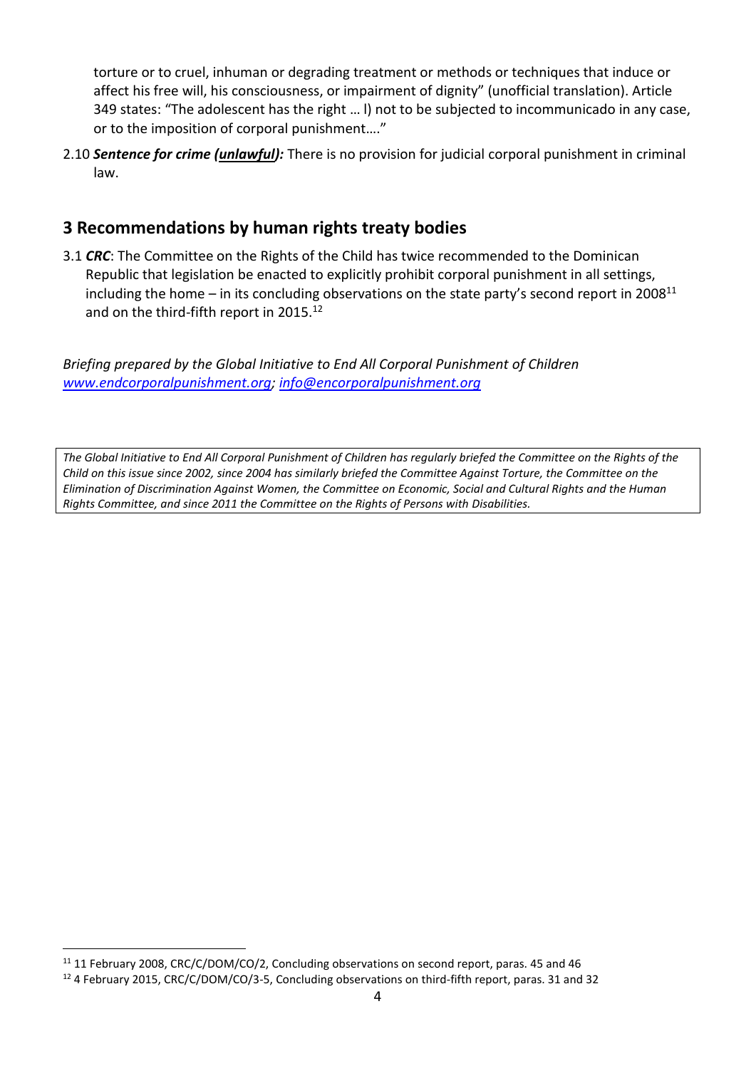torture or to cruel, inhuman or degrading treatment or methods or techniques that induce or affect his free will, his consciousness, or impairment of dignity" (unofficial translation). Article 349 states: "The adolescent has the right … l) not to be subjected to incommunicado in any case, or to the imposition of corporal punishment…."

2.10 ***Sentence for crime (unlawful):*** There is no provision for judicial corporal punishment in criminal law.

## 3 Recommendations by human rights treaty bodies

3.1 ***CRC***: The Committee on the Rights of the Child has twice recommended to the Dominican Republic that legislation be enacted to explicitly prohibit corporal punishment in all settings, including the home – in its concluding observations on the state party's second report in 2008[11] and on the third-fifth report in 2015.[12]

*Briefing prepared by the Global Initiative to End All Corporal Punishment of Children*
*www.endcorporalpunishment.org; info@encorporalpunishment.org*

*The Global Initiative to End All Corporal Punishment of Children has regularly briefed the Committee on the Rights of the Child on this issue since 2002, since 2004 has similarly briefed the Committee Against Torture, the Committee on the Elimination of Discrimination Against Women, the Committee on Economic, Social and Cultural Rights and the Human Rights Committee, and since 2011 the Committee on the Rights of Persons with Disabilities.*

---

[11] 11 February 2008, CRC/C/DOM/CO/2, Concluding observations on second report, paras. 45 and 46

[12] 4 February 2015, CRC/C/DOM/CO/3-5, Concluding observations on third-fifth report, paras. 31 and 32